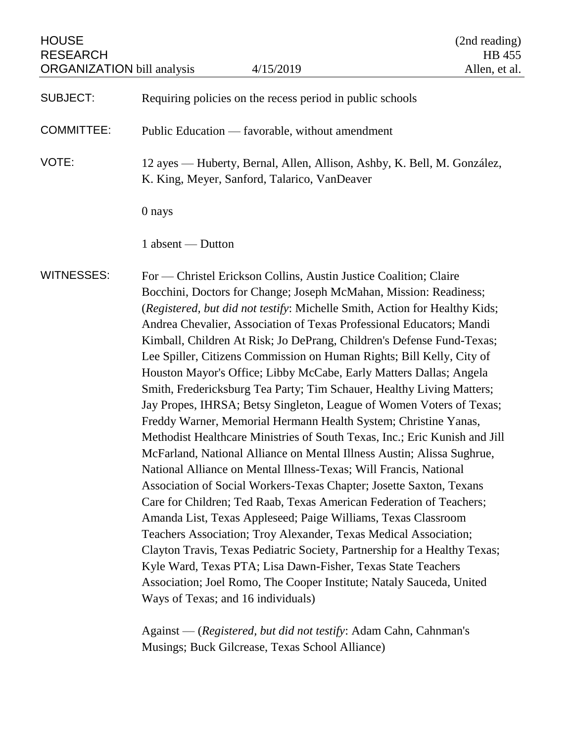HOUSE RESEARCH ORGANIZATION bill analysis — 4/15/2019 — (2nd reading) HB 455 — Allen, et al.

**SUBJECT:** Requiring policies on the recess period in public schools

**COMMITTEE:** Public Education — favorable, without amendment

**VOTE:** 12 ayes — Huberty, Bernal, Allen, Allison, Ashby, K. Bell, M. González, K. King, Meyer, Sanford, Talarico, VanDeaver

0 nays

1 absent — Dutton

**WITNESSES:** For — Christel Erickson Collins, Austin Justice Coalition; Claire Bocchini, Doctors for Change; Joseph McMahan, Mission: Readiness; (*Registered, but did not testify*: Michelle Smith, Action for Healthy Kids; Andrea Chevalier, Association of Texas Professional Educators; Mandi Kimball, Children At Risk; Jo DePrang, Children's Defense Fund-Texas; Lee Spiller, Citizens Commission on Human Rights; Bill Kelly, City of Houston Mayor's Office; Libby McCabe, Early Matters Dallas; Angela Smith, Fredericksburg Tea Party; Tim Schauer, Healthy Living Matters; Jay Propes, IHRSA; Betsy Singleton, League of Women Voters of Texas; Freddy Warner, Memorial Hermann Health System; Christine Yanas, Methodist Healthcare Ministries of South Texas, Inc.; Eric Kunish and Jill McFarland, National Alliance on Mental Illness Austin; Alissa Sughrue, National Alliance on Mental Illness-Texas; Will Francis, National Association of Social Workers-Texas Chapter; Josette Saxton, Texans Care for Children; Ted Raab, Texas American Federation of Teachers; Amanda List, Texas Appleseed; Paige Williams, Texas Classroom Teachers Association; Troy Alexander, Texas Medical Association; Clayton Travis, Texas Pediatric Society, Partnership for a Healthy Texas; Kyle Ward, Texas PTA; Lisa Dawn-Fisher, Texas State Teachers Association; Joel Romo, The Cooper Institute; Nataly Sauceda, United Ways of Texas; and 16 individuals)

Against — (*Registered, but did not testify*: Adam Cahn, Cahnman's Musings; Buck Gilcrease, Texas School Alliance)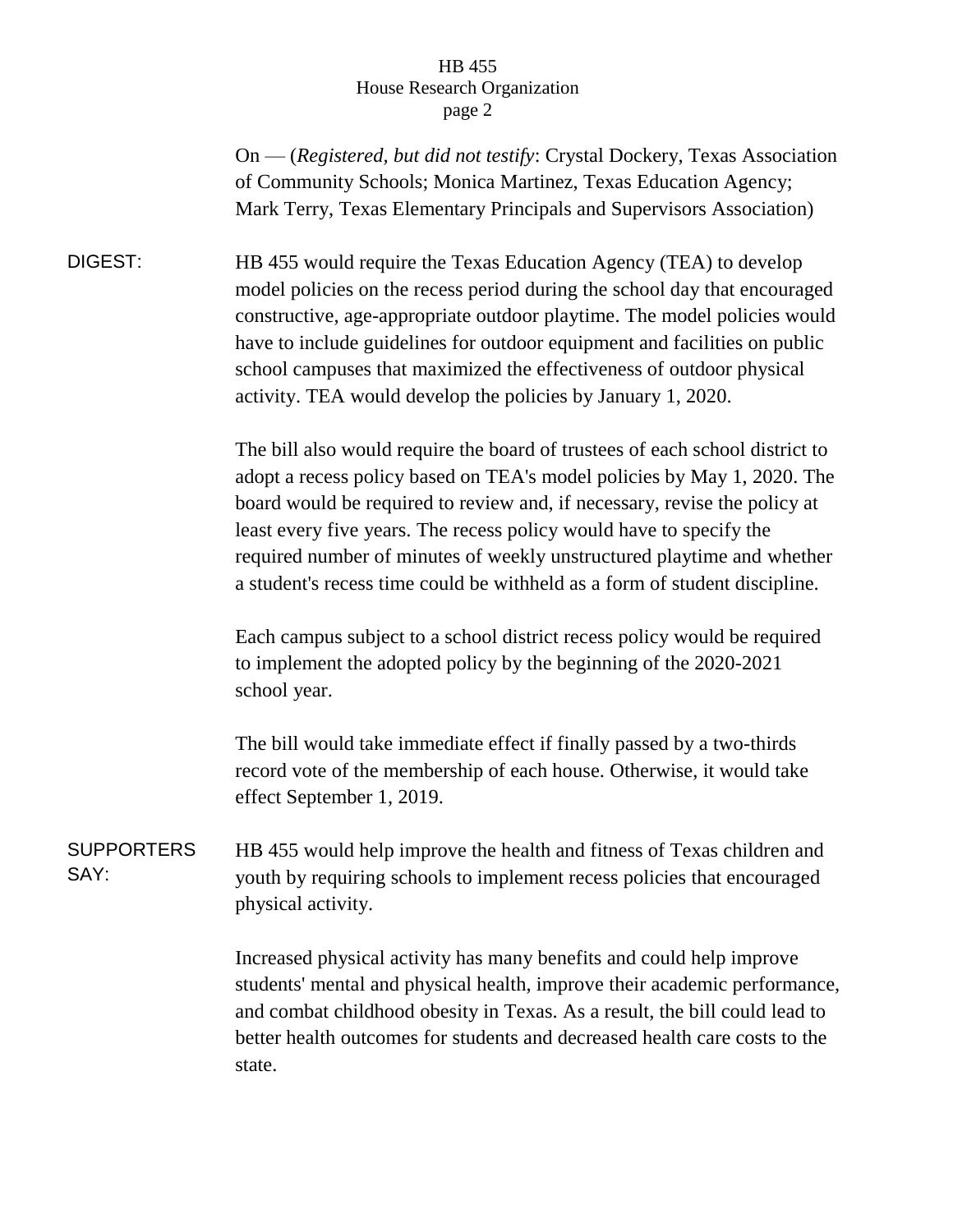On — (*Registered, but did not testify*: Crystal Dockery, Texas Association of Community Schools; Monica Martinez, Texas Education Agency; Mark Terry, Texas Elementary Principals and Supervisors Association)

**DIGEST:**

HB 455 would require the Texas Education Agency (TEA) to develop model policies on the recess period during the school day that encouraged constructive, age-appropriate outdoor playtime. The model policies would have to include guidelines for outdoor equipment and facilities on public school campuses that maximized the effectiveness of outdoor physical activity. TEA would develop the policies by January 1, 2020.

The bill also would require the board of trustees of each school district to adopt a recess policy based on TEA's model policies by May 1, 2020. The board would be required to review and, if necessary, revise the policy at least every five years. The recess policy would have to specify the required number of minutes of weekly unstructured playtime and whether a student's recess time could be withheld as a form of student discipline.

Each campus subject to a school district recess policy would be required to implement the adopted policy by the beginning of the 2020-2021 school year.

The bill would take immediate effect if finally passed by a two-thirds record vote of the membership of each house. Otherwise, it would take effect September 1, 2019.

**SUPPORTERS SAY:**

HB 455 would help improve the health and fitness of Texas children and youth by requiring schools to implement recess policies that encouraged physical activity.

Increased physical activity has many benefits and could help improve students' mental and physical health, improve their academic performance, and combat childhood obesity in Texas. As a result, the bill could lead to better health outcomes for students and decreased health care costs to the state.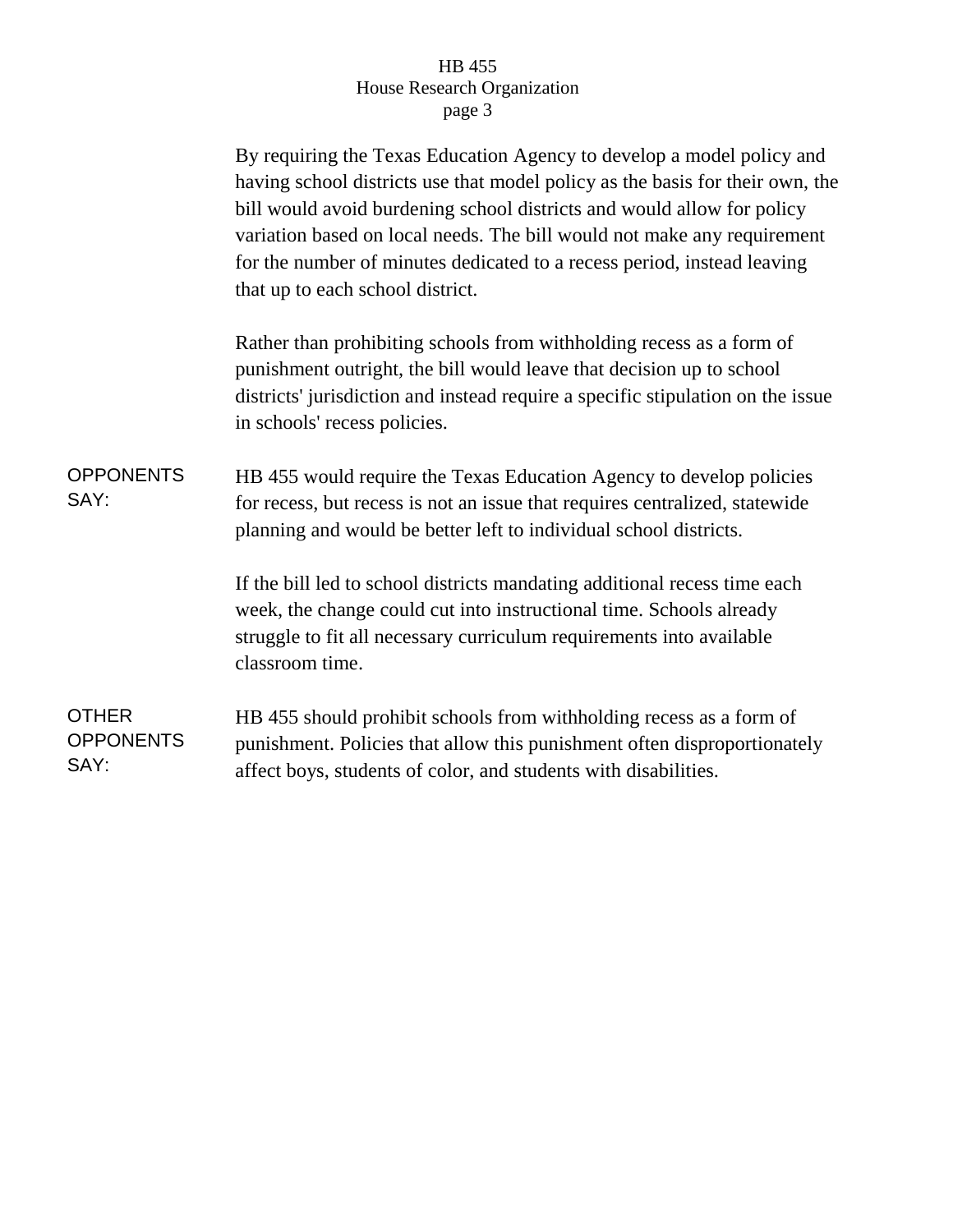By requiring the Texas Education Agency to develop a model policy and having school districts use that model policy as the basis for their own, the bill would avoid burdening school districts and would allow for policy variation based on local needs. The bill would not make any requirement for the number of minutes dedicated to a recess period, instead leaving that up to each school district.

Rather than prohibiting schools from withholding recess as a form of punishment outright, the bill would leave that decision up to school districts' jurisdiction and instead require a specific stipulation on the issue in schools' recess policies.

**OPPONENTS SAY:**

HB 455 would require the Texas Education Agency to develop policies for recess, but recess is not an issue that requires centralized, statewide planning and would be better left to individual school districts.

If the bill led to school districts mandating additional recess time each week, the change could cut into instructional time. Schools already struggle to fit all necessary curriculum requirements into available classroom time.

**OTHER OPPONENTS SAY:**

HB 455 should prohibit schools from withholding recess as a form of punishment. Policies that allow this punishment often disproportionately affect boys, students of color, and students with disabilities.